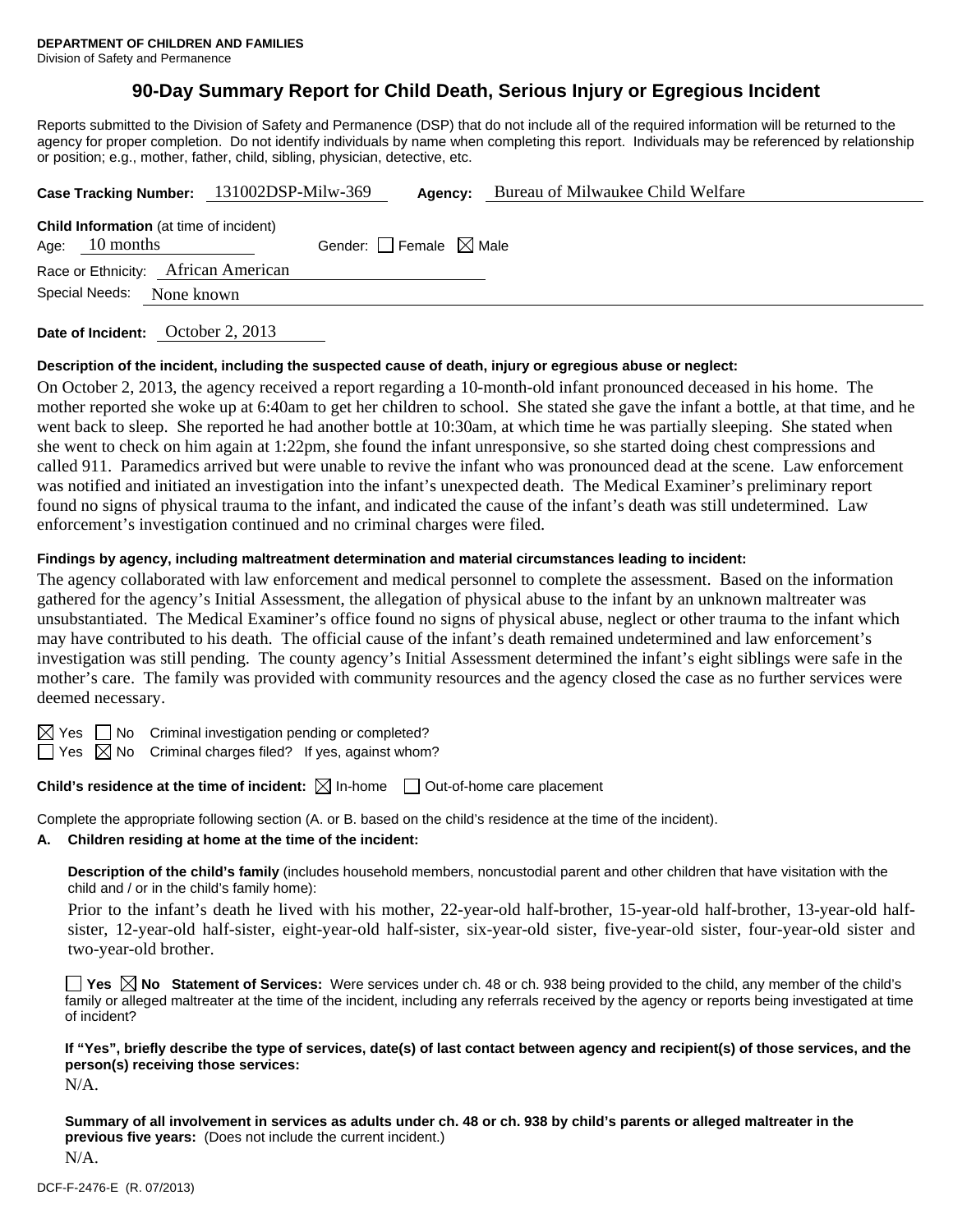**DEPARTMENT OF CHILDREN AND FAMILIES**
Division of Safety and Permanence

# 90-Day Summary Report for Child Death, Serious Injury or Egregious Incident

Reports submitted to the Division of Safety and Permanence (DSP) that do not include all of the required information will be returned to the agency for proper completion. Do not identify individuals by name when completing this report. Individuals may be referenced by relationship or position; e.g., mother, father, child, sibling, physician, detective, etc.

**Case Tracking Number:** 131002DSP-Milw-369 **Agency:** Bureau of Milwaukee Child Welfare

**Child Information** (at time of incident)
Age: 10 months Gender: ☐ Female ☒ Male
Race or Ethnicity: African American
Special Needs: None known

**Date of Incident:** October 2, 2013

**Description of the incident, including the suspected cause of death, injury or egregious abuse or neglect:**

On October 2, 2013, the agency received a report regarding a 10-month-old infant pronounced deceased in his home. The mother reported she woke up at 6:40am to get her children to school. She stated she gave the infant a bottle, at that time, and he went back to sleep. She reported he had another bottle at 10:30am, at which time he was partially sleeping. She stated when she went to check on him again at 1:22pm, she found the infant unresponsive, so she started doing chest compressions and called 911. Paramedics arrived but were unable to revive the infant who was pronounced dead at the scene. Law enforcement was notified and initiated an investigation into the infant's unexpected death. The Medical Examiner's preliminary report found no signs of physical trauma to the infant, and indicated the cause of the infant's death was still undetermined. Law enforcement's investigation continued and no criminal charges were filed.

**Findings by agency, including maltreatment determination and material circumstances leading to incident:**

The agency collaborated with law enforcement and medical personnel to complete the assessment. Based on the information gathered for the agency's Initial Assessment, the allegation of physical abuse to the infant by an unknown maltreater was unsubstantiated. The Medical Examiner's office found no signs of physical abuse, neglect or other trauma to the infant which may have contributed to his death. The official cause of the infant's death remained undetermined and law enforcement's investigation was still pending. The county agency's Initial Assessment determined the infant's eight siblings were safe in the mother's care. The family was provided with community resources and the agency closed the case as no further services were deemed necessary.

☒ Yes ☐ No Criminal investigation pending or completed?
☐ Yes ☒ No Criminal charges filed? If yes, against whom?

**Child's residence at the time of incident:** ☒ In-home ☐ Out-of-home care placement

Complete the appropriate following section (A. or B. based on the child's residence at the time of the incident).

**A. Children residing at home at the time of the incident:**

**Description of the child's family** (includes household members, noncustodial parent and other children that have visitation with the child and / or in the child's family home):

Prior to the infant's death he lived with his mother, 22-year-old half-brother, 15-year-old half-brother, 13-year-old half-sister, 12-year-old half-sister, eight-year-old half-sister, six-year-old sister, five-year-old sister, four-year-old sister and two-year-old brother.

☐ **Yes** ☒ **No Statement of Services:** Were services under ch. 48 or ch. 938 being provided to the child, any member of the child's family or alleged maltreater at the time of the incident, including any referrals received by the agency or reports being investigated at time of incident?

**If "Yes", briefly describe the type of services, date(s) of last contact between agency and recipient(s) of those services, and the person(s) receiving those services:**

N/A.

**Summary of all involvement in services as adults under ch. 48 or ch. 938 by child's parents or alleged maltreater in the previous five years:** (Does not include the current incident.)

N/A.

DCF-F-2476-E (R. 07/2013)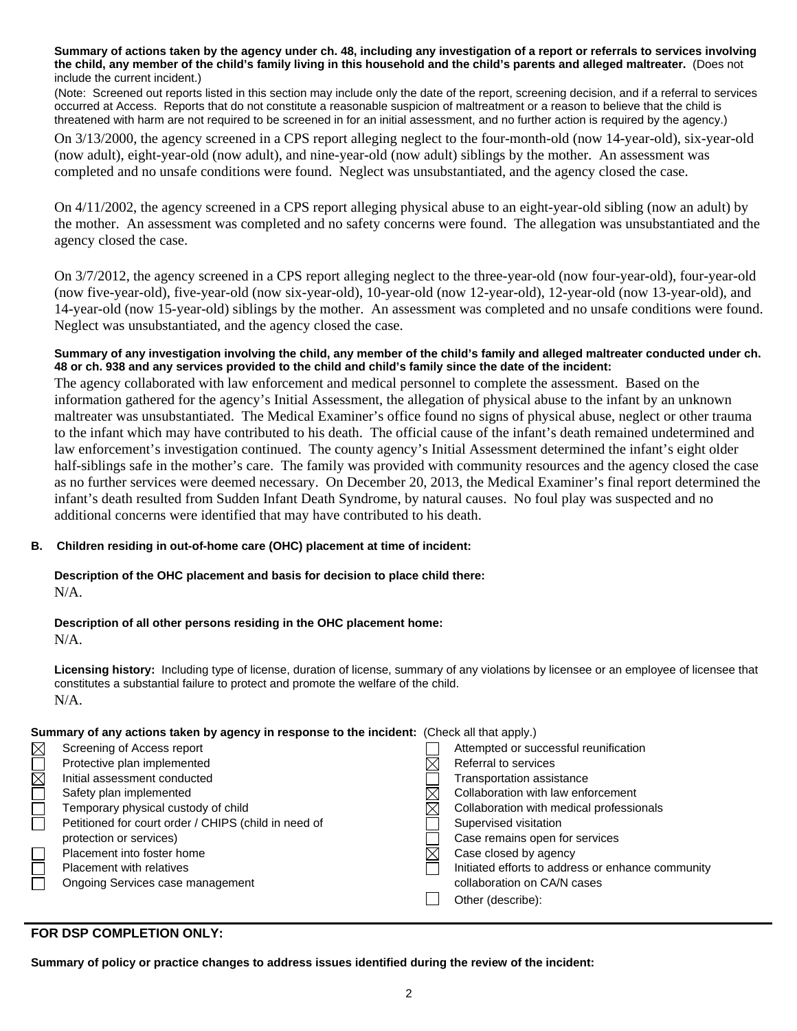**Summary of actions taken by the agency under ch. 48, including any investigation of a report or referrals to services involving the child, any member of the child's family living in this household and the child's parents and alleged maltreater.** (Does not include the current incident.)

(Note: Screened out reports listed in this section may include only the date of the report, screening decision, and if a referral to services occurred at Access. Reports that do not constitute a reasonable suspicion of maltreatment or a reason to believe that the child is threatened with harm are not required to be screened in for an initial assessment, and no further action is required by the agency.)

On 3/13/2000, the agency screened in a CPS report alleging neglect to the four-month-old (now 14-year-old), six-year-old (now adult), eight-year-old (now adult), and nine-year-old (now adult) siblings by the mother. An assessment was completed and no unsafe conditions were found. Neglect was unsubstantiated, and the agency closed the case.

On 4/11/2002, the agency screened in a CPS report alleging physical abuse to an eight-year-old sibling (now an adult) by the mother. An assessment was completed and no safety concerns were found. The allegation was unsubstantiated and the agency closed the case.

On 3/7/2012, the agency screened in a CPS report alleging neglect to the three-year-old (now four-year-old), four-year-old (now five-year-old), five-year-old (now six-year-old), 10-year-old (now 12-year-old), 12-year-old (now 13-year-old), and 14-year-old (now 15-year-old) siblings by the mother. An assessment was completed and no unsafe conditions were found. Neglect was unsubstantiated, and the agency closed the case.

**Summary of any investigation involving the child, any member of the child's family and alleged maltreater conducted under ch. 48 or ch. 938 and any services provided to the child and child's family since the date of the incident:**

The agency collaborated with law enforcement and medical personnel to complete the assessment. Based on the information gathered for the agency's Initial Assessment, the allegation of physical abuse to the infant by an unknown maltreater was unsubstantiated. The Medical Examiner's office found no signs of physical abuse, neglect or other trauma to the infant which may have contributed to his death. The official cause of the infant's death remained undetermined and law enforcement's investigation continued. The county agency's Initial Assessment determined the infant's eight older half-siblings safe in the mother's care. The family was provided with community resources and the agency closed the case as no further services were deemed necessary. On December 20, 2013, the Medical Examiner's final report determined the infant's death resulted from Sudden Infant Death Syndrome, by natural causes. No foul play was suspected and no additional concerns were identified that may have contributed to his death.

**B. Children residing in out-of-home care (OHC) placement at time of incident:**

**Description of the OHC placement and basis for decision to place child there:**
N/A.

**Description of all other persons residing in the OHC placement home:**
N/A.

**Licensing history:** Including type of license, duration of license, summary of any violations by licensee or an employee of licensee that constitutes a substantial failure to protect and promote the welfare of the child.
N/A.

**Summary of any actions taken by agency in response to the incident:** (Check all that apply.)

- ☒ Screening of Access report
- ☐ Protective plan implemented
- ☒ Initial assessment conducted
- ☐ Safety plan implemented
- ☐ Temporary physical custody of child
- ☐ Petitioned for court order / CHIPS (child in need of protection or services)
- ☐ Placement into foster home
- ☐ Placement with relatives
- ☐ Ongoing Services case management
- ☐ Attempted or successful reunification
- ☒ Referral to services
- ☐ Transportation assistance
- ☒ Collaboration with law enforcement
- ☒ Collaboration with medical professionals
- ☐ Supervised visitation
- ☐ Case remains open for services
- ☒ Case closed by agency
- ☐ Initiated efforts to address or enhance community collaboration on CA/N cases
- ☐ Other (describe):

## FOR DSP COMPLETION ONLY:

**Summary of policy or practice changes to address issues identified during the review of the incident:**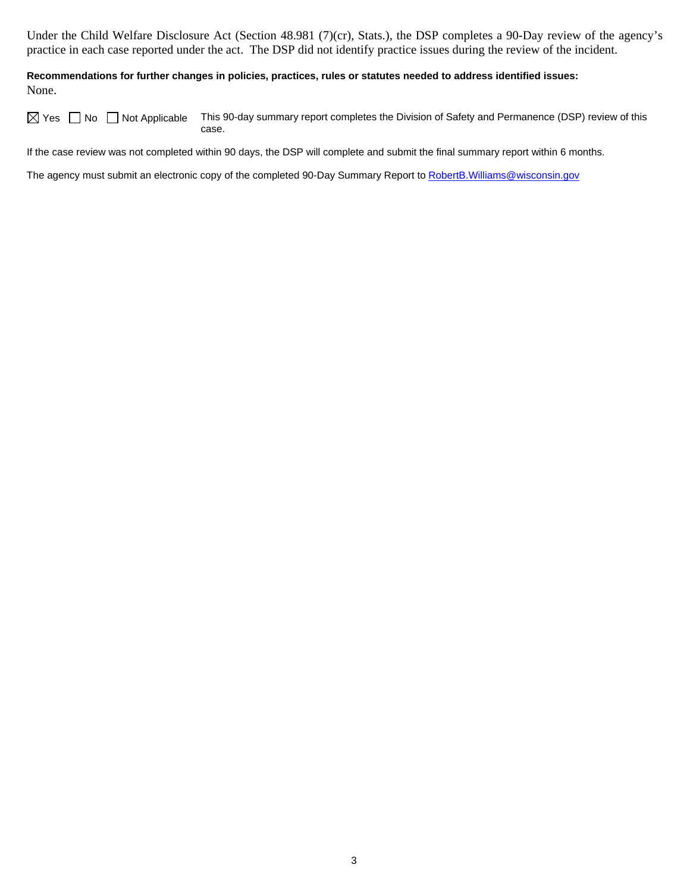Under the Child Welfare Disclosure Act (Section 48.981 (7)(cr), Stats.), the DSP completes a 90-Day review of the agency's practice in each case reported under the act. The DSP did not identify practice issues during the review of the incident.

**Recommendations for further changes in policies, practices, rules or statutes needed to address identified issues:**
None.

☒ Yes ☐ No ☐ Not Applicable This 90-day summary report completes the Division of Safety and Permanence (DSP) review of this case.

If the case review was not completed within 90 days, the DSP will complete and submit the final summary report within 6 months.

The agency must submit an electronic copy of the completed 90-Day Summary Report to RobertB.Williams@wisconsin.gov